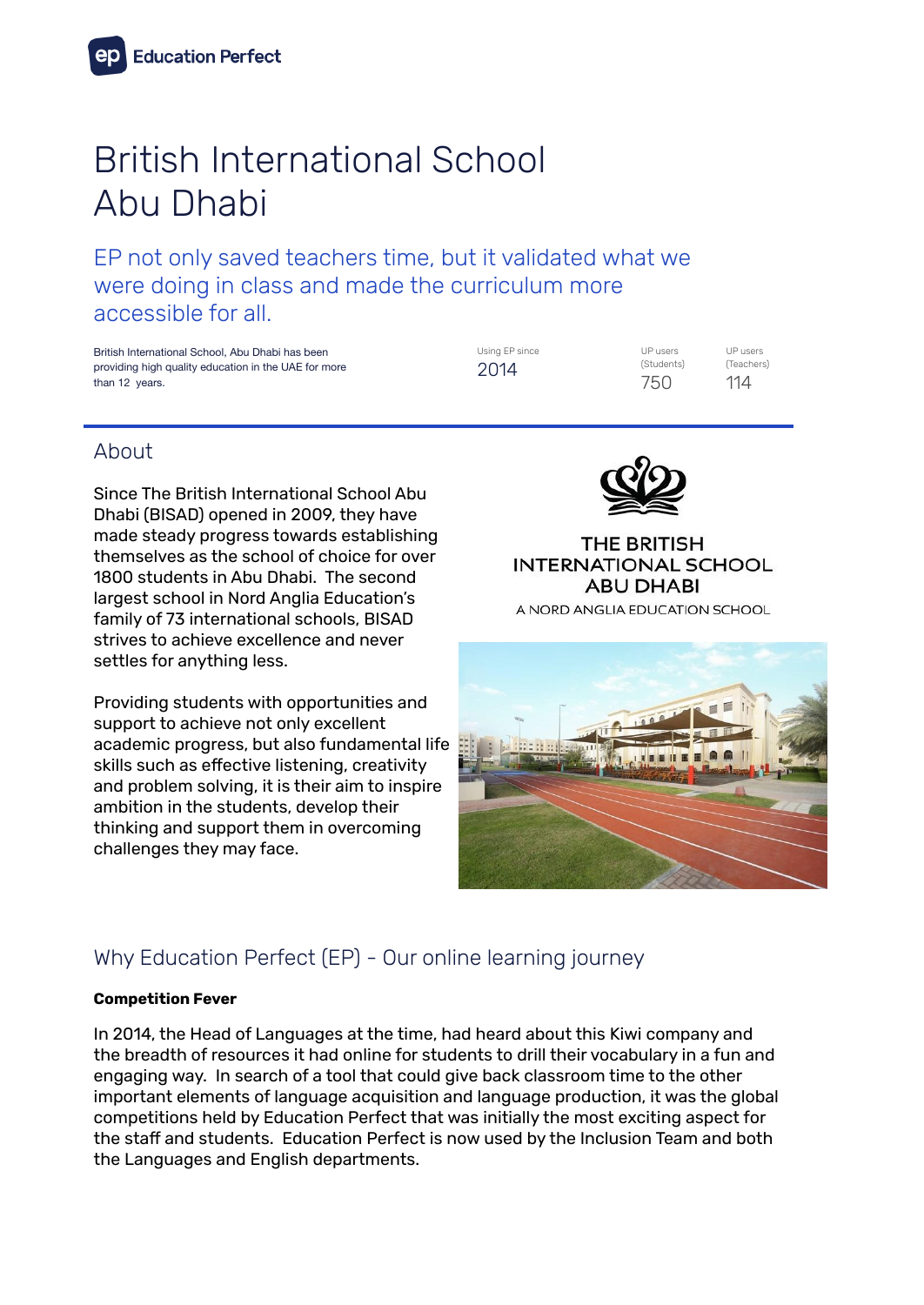Education Perfect

# British International School Abu Dhabi

## EP not only saved teachers time, but it validated what we were doing in class and made the curriculum more accessible for all.

British International School, Abu Dhabi has been providing high quality education in the UAE for more than 12 years.

| Using EP since | UP users (Students) | UP users (Teachers) |
| --- | --- | --- |
| 2014 | 750 | 114 |

## About

Since The British International School Abu Dhabi (BISAD) opened in 2009, they have made steady progress towards establishing themselves as the school of choice for over 1800 students in Abu Dhabi. The second largest school in Nord Anglia Education's family of 73 international schools, BISAD strives to achieve excellence and never settles for anything less.

Providing students with opportunities and support to achieve not only excellent academic progress, but also fundamental life skills such as effective listening, creativity and problem solving, it is their aim to inspire ambition in the students, develop their thinking and support them in overcoming challenges they may face.

THE BRITISH INTERNATIONAL SCHOOL ABU DHABI

A NORD ANGLIA EDUCATION SCHOOL

## Why Education Perfect (EP) - Our online learning journey

**Competition Fever**

In 2014, the Head of Languages at the time, had heard about this Kiwi company and the breadth of resources it had online for students to drill their vocabulary in a fun and engaging way. In search of a tool that could give back classroom time to the other important elements of language acquisition and language production, it was the global competitions held by Education Perfect that was initially the most exciting aspect for the staff and students. Education Perfect is now used by the Inclusion Team and both the Languages and English departments.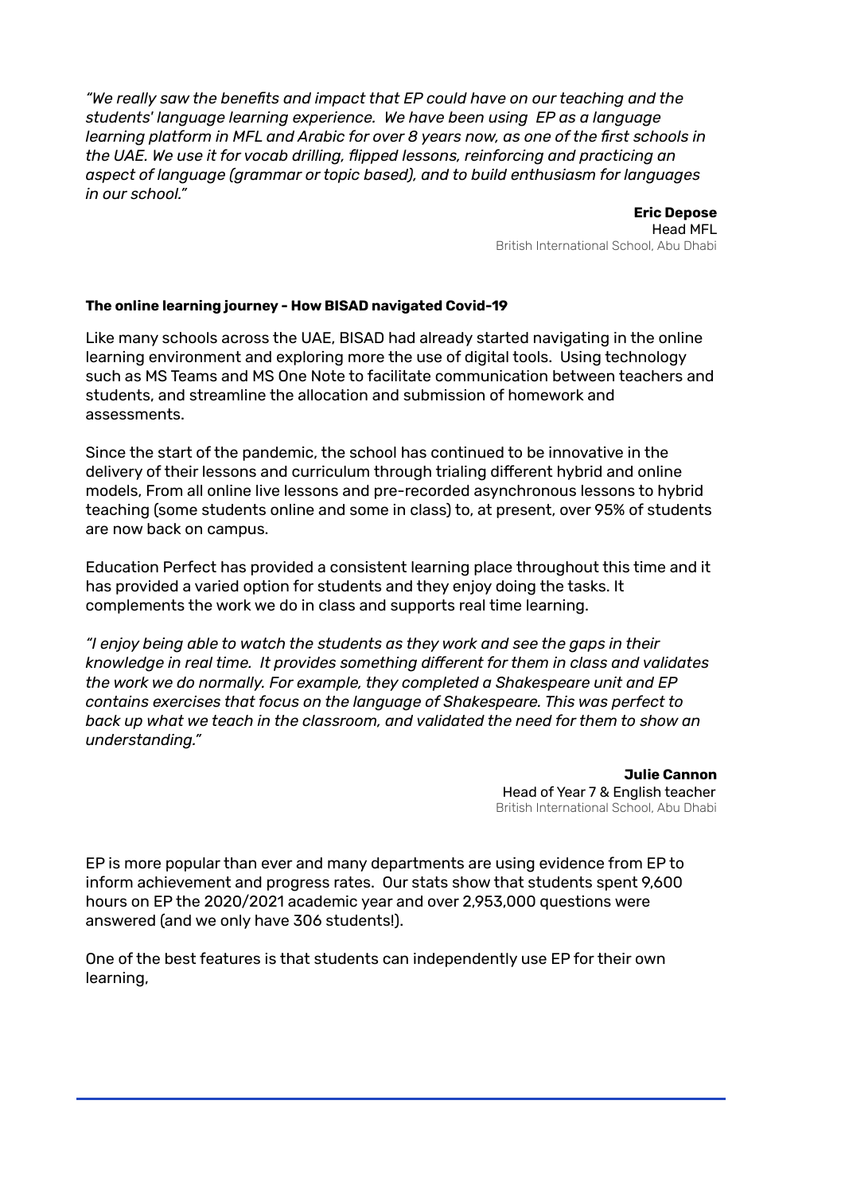*"We really saw the benefits and impact that EP could have on our teaching and the students' language learning experience.  We have been using  EP as a language learning platform in MFL and Arabic for over 8 years now, as one of the first schools in the UAE. We use it for vocab drilling, flipped lessons, reinforcing and practicing an aspect of language (grammar or topic based), and to build enthusiasm for languages in our school."*

**Eric Depose**
Head MFL
British International School, Abu Dhabi

**The online learning journey - How BISAD navigated Covid-19**

Like many schools across the UAE, BISAD had already started navigating in the online learning environment and exploring more the use of digital tools.  Using technology such as MS Teams and MS One Note to facilitate communication between teachers and students, and streamline the allocation and submission of homework and assessments.

Since the start of the pandemic, the school has continued to be innovative in the delivery of their lessons and curriculum through trialing different hybrid and online models, From all online live lessons and pre-recorded asynchronous lessons to hybrid teaching (some students online and some in class) to, at present, over 95% of students are now back on campus.

Education Perfect has provided a consistent learning place throughout this time and it has provided a varied option for students and they enjoy doing the tasks. It complements the work we do in class and supports real time learning.

*"I enjoy being able to watch the students as they work and see the gaps in their knowledge in real time.  It provides something different for them in class and validates the work we do normally. For example, they completed a Shakespeare unit and EP contains exercises that focus on the language of Shakespeare. This was perfect to back up what we teach in the classroom, and validated the need for them to show an understanding."*

**Julie Cannon**
Head of Year 7 & English teacher
British International School, Abu Dhabi

EP is more popular than ever and many departments are using evidence from EP to inform achievement and progress rates.  Our stats show that students spent 9,600 hours on EP the 2020/2021 academic year and over 2,953,000 questions were answered (and we only have 306 students!).

One of the best features is that students can independently use EP for their own learning,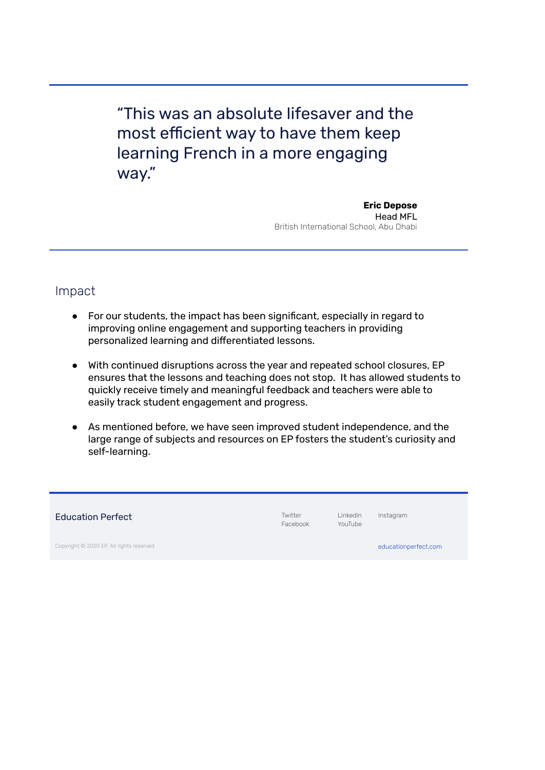> "This was an absolute lifesaver and the most efficient way to have them keep learning French in a more engaging way."

**Eric Depose**
Head MFL
British International School, Abu Dhabi

## Impact

- For our students, the impact has been significant, especially in regard to improving online engagement and supporting teachers in providing personalized learning and differentiated lessons.
- With continued disruptions across the year and repeated school closures, EP ensures that the lessons and teaching does not stop. It has allowed students to quickly receive timely and meaningful feedback and teachers were able to easily track student engagement and progress.
- As mentioned before, we have seen improved student independence, and the large range of subjects and resources on EP fosters the student's curiosity and self-learning.

Education Perfect

Twitter
Facebook
Linkedin
YouTube
Instagram

Copyright © 2020 EP. All rights reserved

educationperfect.com